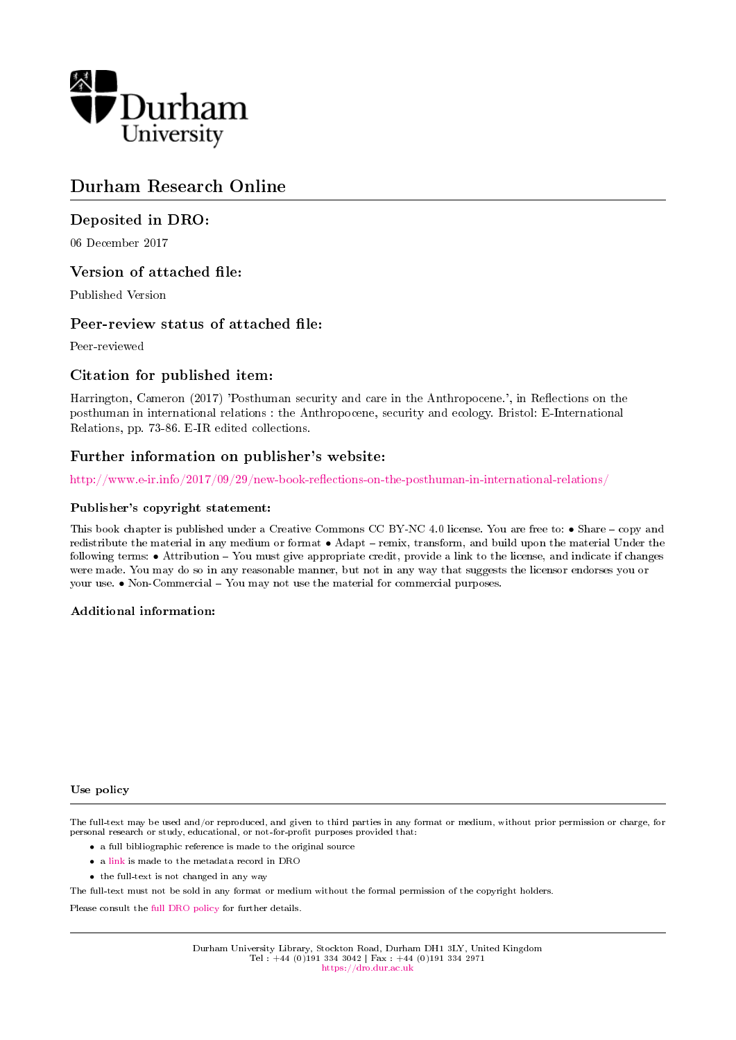Durham University

# Durham Research Online

## Deposited in DRO:

06 December 2017

## Version of attached file:

Published Version

## Peer-review status of attached file:

Peer-reviewed

## Citation for published item:

Harrington, Cameron (2017) 'Posthuman security and care in the Anthropocene.', in Reflections on the posthuman in international relations : the Anthropocene, security and ecology. Bristol: E-International Relations, pp. 73-86. E-IR edited collections.

## Further information on publisher's website:

http://www.e-ir.info/2017/09/29/new-book-reflections-on-the-posthuman-in-international-relations/

### Publisher's copyright statement:

This book chapter is published under a Creative Commons CC BY-NC 4.0 license. You are free to: • Share – copy and redistribute the material in any medium or format • Adapt – remix, transform, and build upon the material Under the following terms: • Attribution – You must give appropriate credit, provide a link to the license, and indicate if changes were made. You may do so in any reasonable manner, but not in any way that suggests the licensor endorses you or your use. • Non-Commercial – You may not use the material for commercial purposes.

### Additional information:

#### Use policy

The full-text may be used and/or reproduced, and given to third parties in any format or medium, without prior permission or charge, for personal research or study, educational, or not-for-profit purposes provided that:

- a full bibliographic reference is made to the original source
- a link is made to the metadata record in DRO
- the full-text is not changed in any way

The full-text must not be sold in any format or medium without the formal permission of the copyright holders.

Please consult the full DRO policy for further details.

Durham University Library, Stockton Road, Durham DH1 3LY, United Kingdom
Tel : +44 (0)191 334 3042 | Fax : +44 (0)191 334 2971
https://dro.dur.ac.uk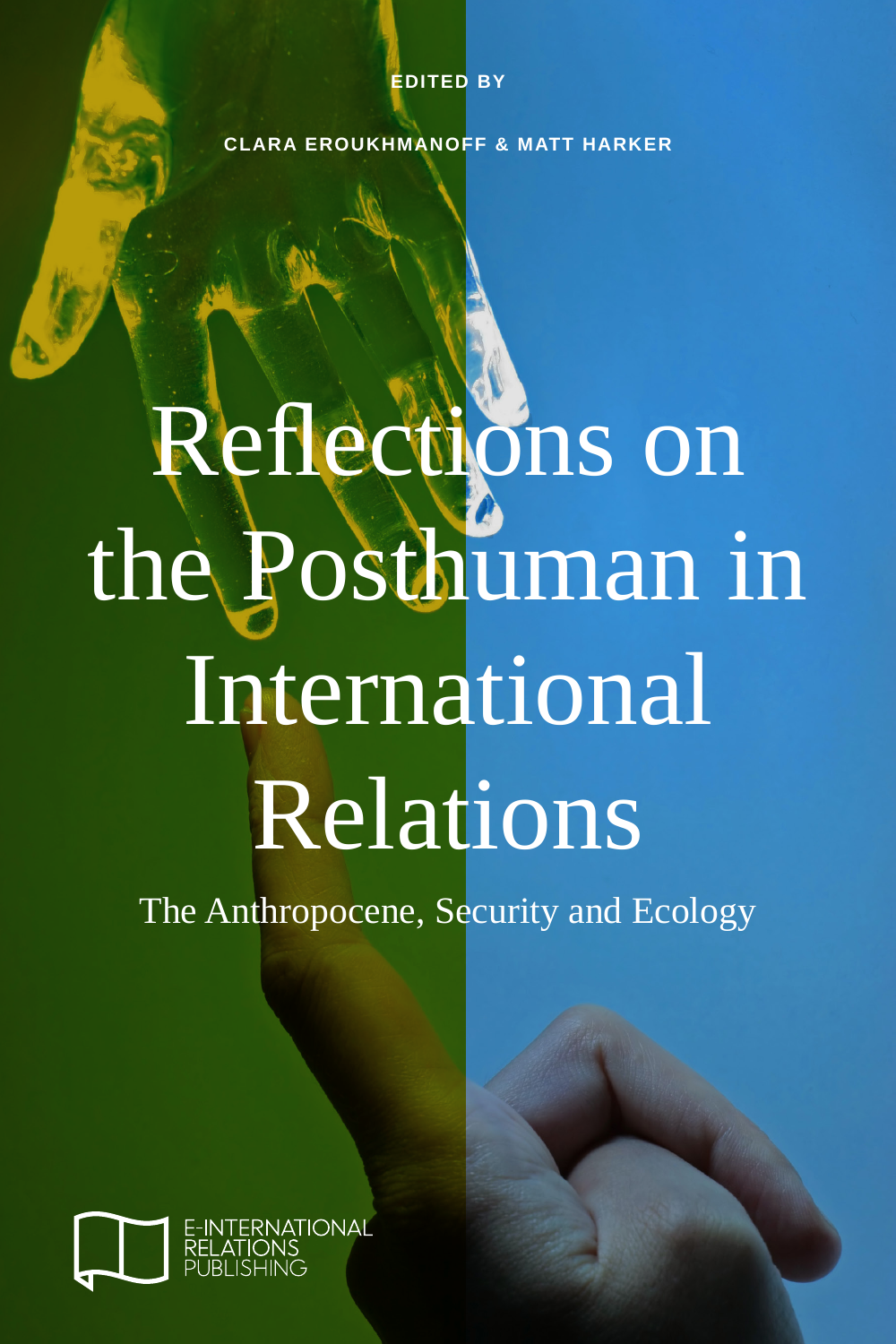EDITED BY

CLARA EROUKHMANOFF & MATT HARKER

# Reflections on the Posthuman in International Relations

## The Anthropocene, Security and Ecology

E-INTERNATIONAL RELATIONS PUBLISHING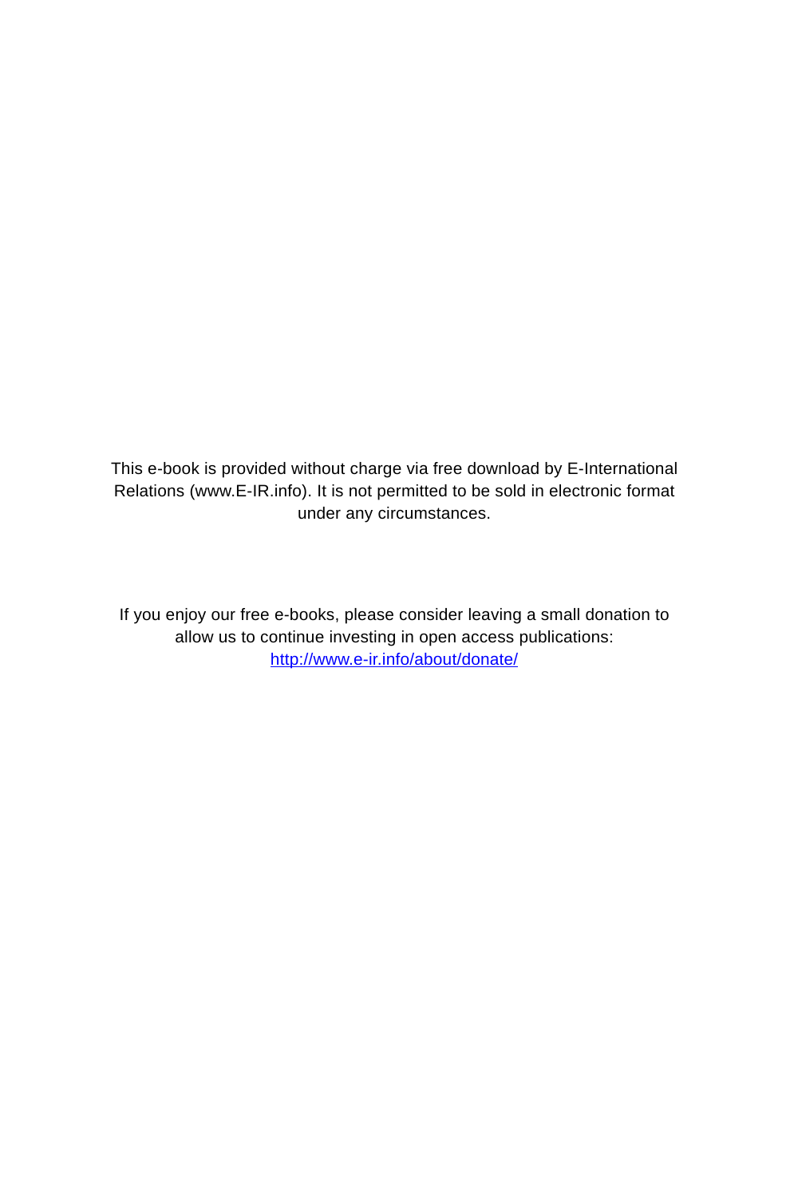This e-book is provided without charge via free download by E-International Relations (www.E-IR.info). It is not permitted to be sold in electronic format under any circumstances.

If you enjoy our free e-books, please consider leaving a small donation to allow us to continue investing in open access publications: http://www.e-ir.info/about/donate/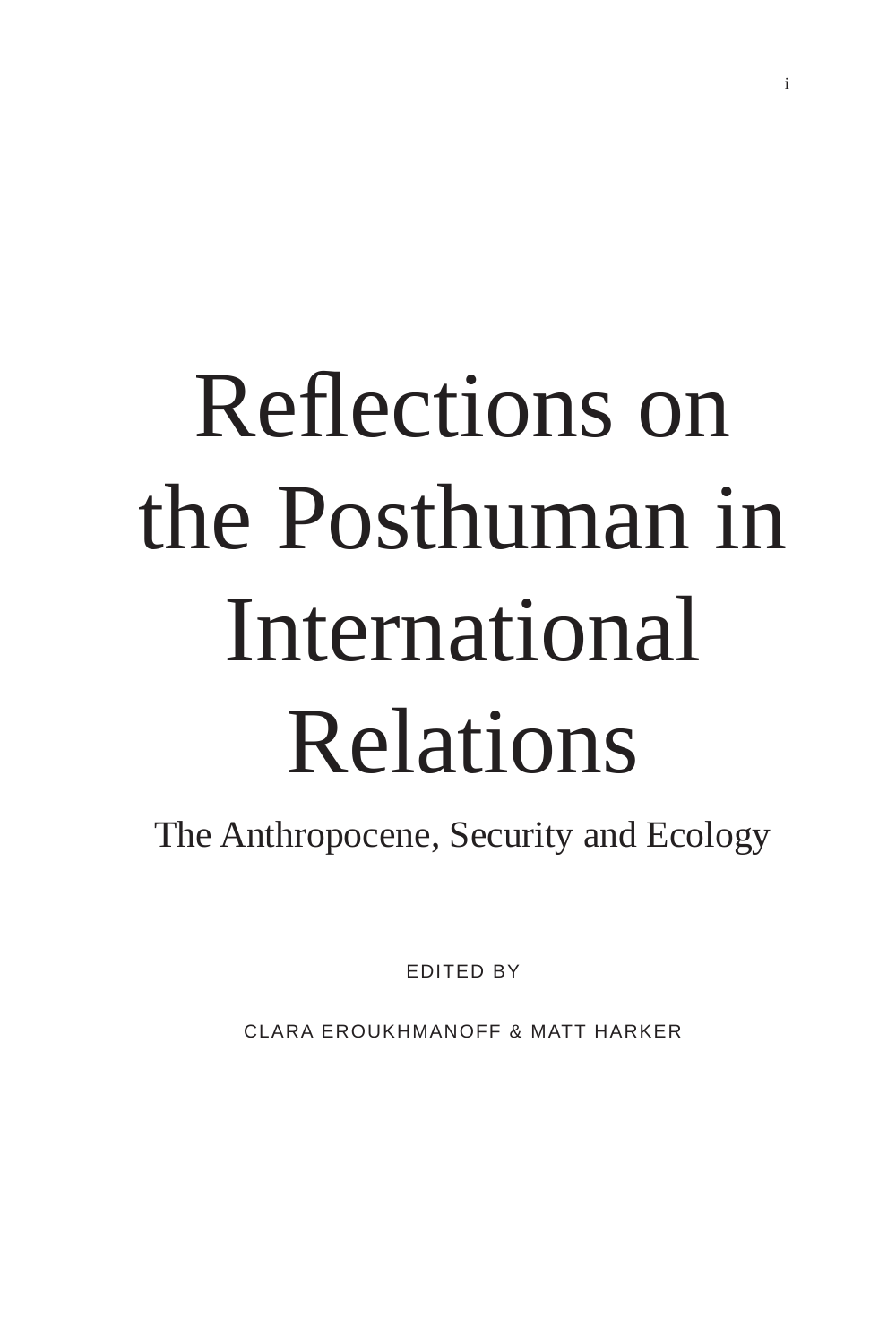# Reflections on the Posthuman in International Relations

## The Anthropocene, Security and Ecology

EDITED BY

CLARA EROUKHMANOFF & MATT HARKER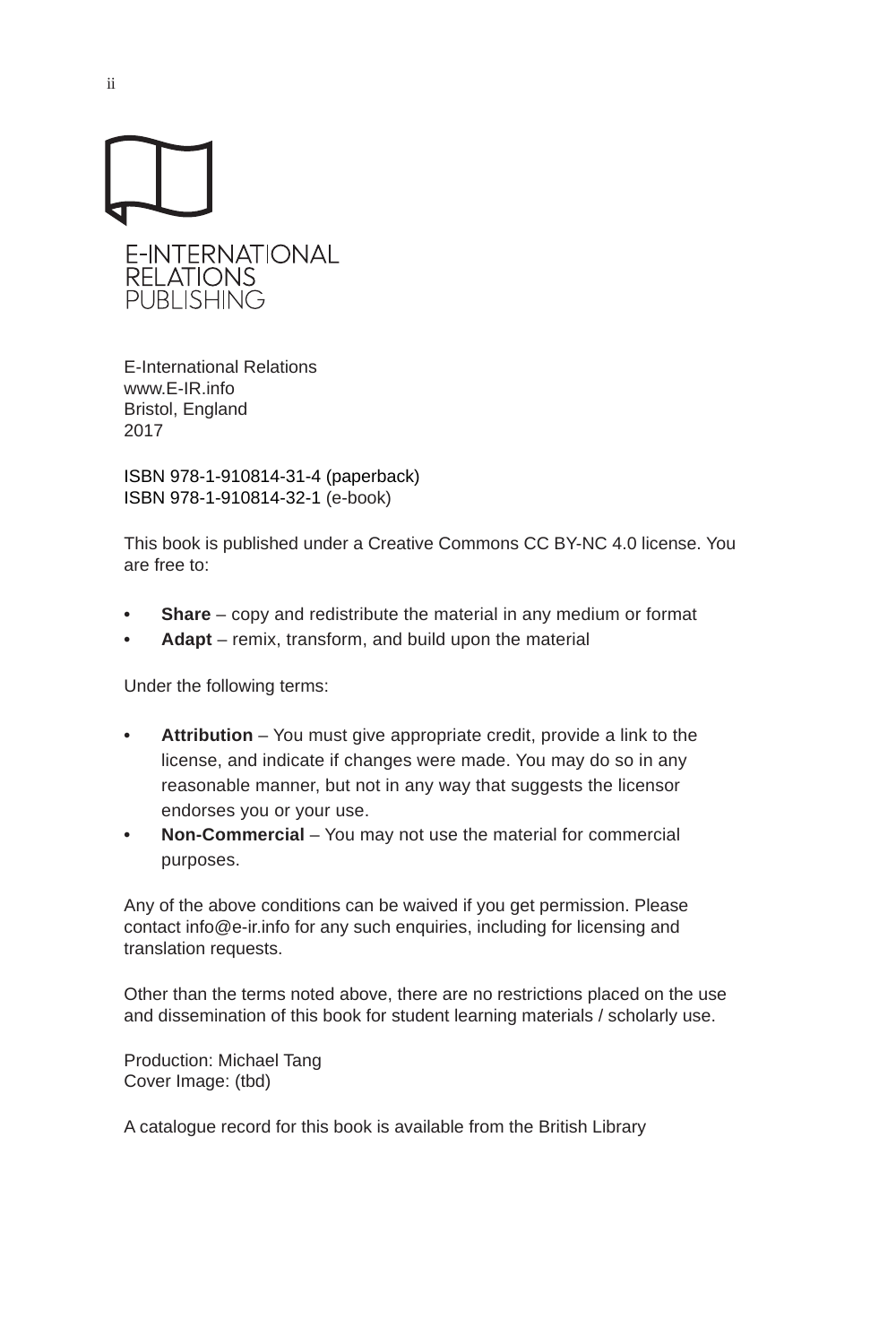E-INTERNATIONAL
RELATIONS
PUBLISHING

E-International Relations
www.E-IR.info
Bristol, England
2017

ISBN 978-1-910814-31-4 (paperback)
ISBN 978-1-910814-32-1 (e-book)

This book is published under a Creative Commons CC BY-NC 4.0 license. You are free to:

- **Share** – copy and redistribute the material in any medium or format
- **Adapt** – remix, transform, and build upon the material

Under the following terms:

- **Attribution** – You must give appropriate credit, provide a link to the license, and indicate if changes were made. You may do so in any reasonable manner, but not in any way that suggests the licensor endorses you or your use.
- **Non-Commercial** – You may not use the material for commercial purposes.

Any of the above conditions can be waived if you get permission. Please contact info@e-ir.info for any such enquiries, including for licensing and translation requests.

Other than the terms noted above, there are no restrictions placed on the use and dissemination of this book for student learning materials / scholarly use.

Production: Michael Tang
Cover Image: (tbd)

A catalogue record for this book is available from the British Library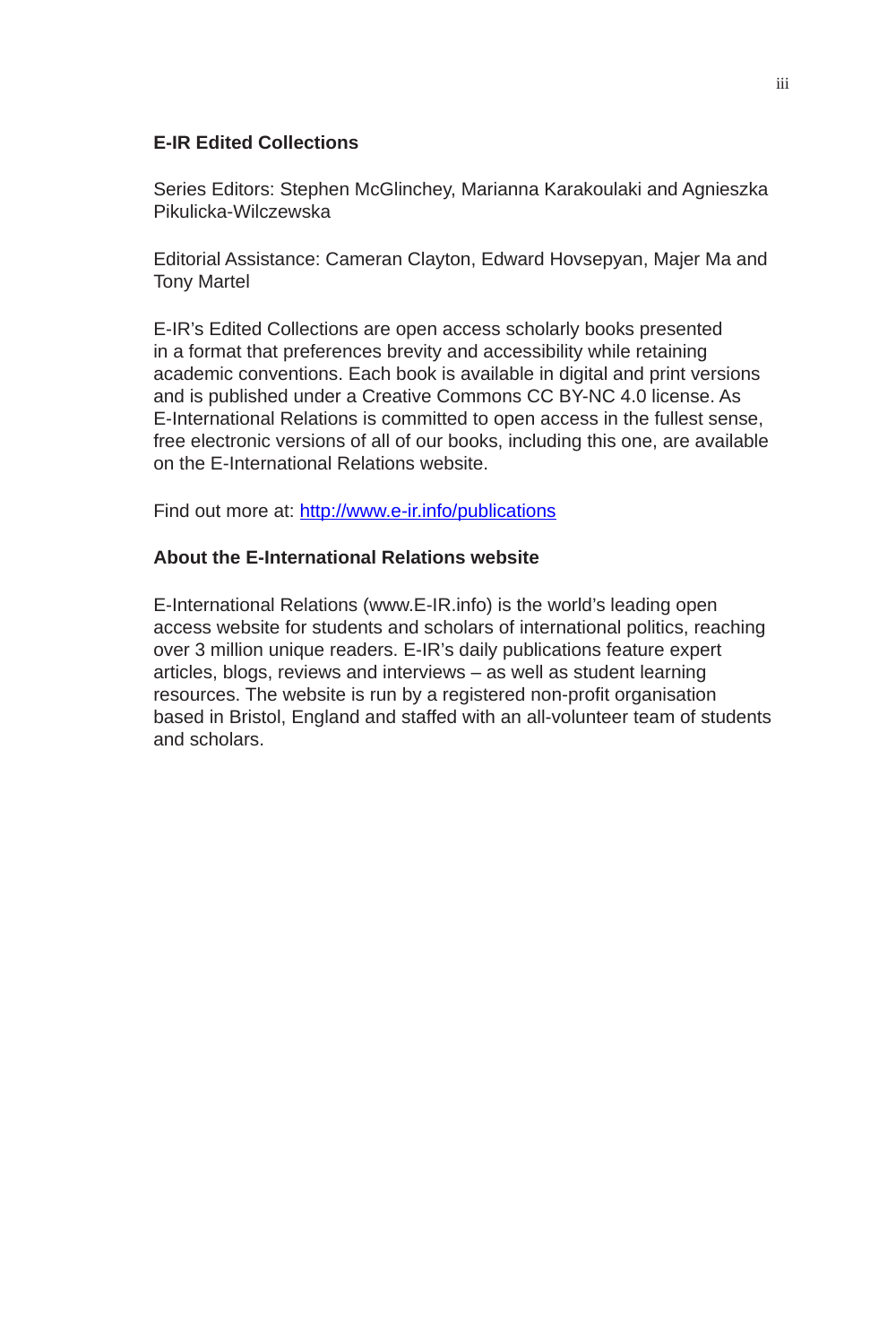## E-IR Edited Collections

Series Editors: Stephen McGlinchey, Marianna Karakoulaki and Agnieszka Pikulicka-Wilczewska

Editorial Assistance: Cameran Clayton, Edward Hovsepyan, Majer Ma and Tony Martel

E-IR's Edited Collections are open access scholarly books presented in a format that preferences brevity and accessibility while retaining academic conventions. Each book is available in digital and print versions and is published under a Creative Commons CC BY-NC 4.0 license. As E-International Relations is committed to open access in the fullest sense, free electronic versions of all of our books, including this one, are available on the E-International Relations website.

Find out more at: [http://www.e-ir.info/publications](http://www.e-ir.info/publications)

## About the E-International Relations website

E-International Relations (www.E-IR.info) is the world's leading open access website for students and scholars of international politics, reaching over 3 million unique readers. E-IR's daily publications feature expert articles, blogs, reviews and interviews – as well as student learning resources. The website is run by a registered non-profit organisation based in Bristol, England and staffed with an all-volunteer team of students and scholars.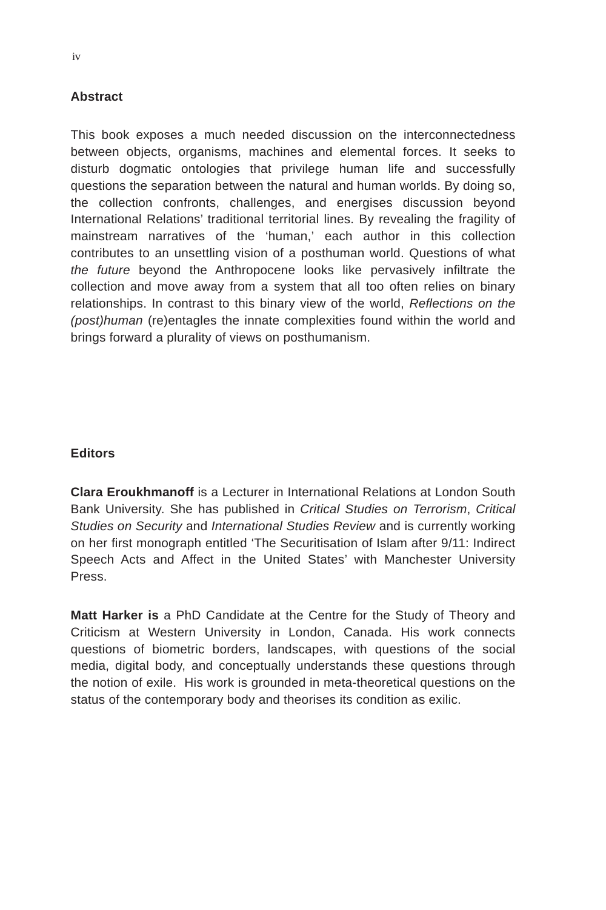## Abstract

This book exposes a much needed discussion on the interconnectedness between objects, organisms, machines and elemental forces. It seeks to disturb dogmatic ontologies that privilege human life and successfully questions the separation between the natural and human worlds. By doing so, the collection confronts, challenges, and energises discussion beyond International Relations' traditional territorial lines. By revealing the fragility of mainstream narratives of the 'human,' each author in this collection contributes to an unsettling vision of a posthuman world. Questions of what *the future* beyond the Anthropocene looks like pervasively infiltrate the collection and move away from a system that all too often relies on binary relationships. In contrast to this binary view of the world, *Reflections on the (post)human* (re)entagles the innate complexities found within the world and brings forward a plurality of views on posthumanism.

## Editors

**Clara Eroukhmanoff** is a Lecturer in International Relations at London South Bank University. She has published in *Critical Studies on Terrorism*, *Critical Studies on Security* and *International Studies Review* and is currently working on her first monograph entitled 'The Securitisation of Islam after 9/11: Indirect Speech Acts and Affect in the United States' with Manchester University Press.

**Matt Harker is** a PhD Candidate at the Centre for the Study of Theory and Criticism at Western University in London, Canada. His work connects questions of biometric borders, landscapes, with questions of the social media, digital body, and conceptually understands these questions through the notion of exile. His work is grounded in meta-theoretical questions on the status of the contemporary body and theorises its condition as exilic.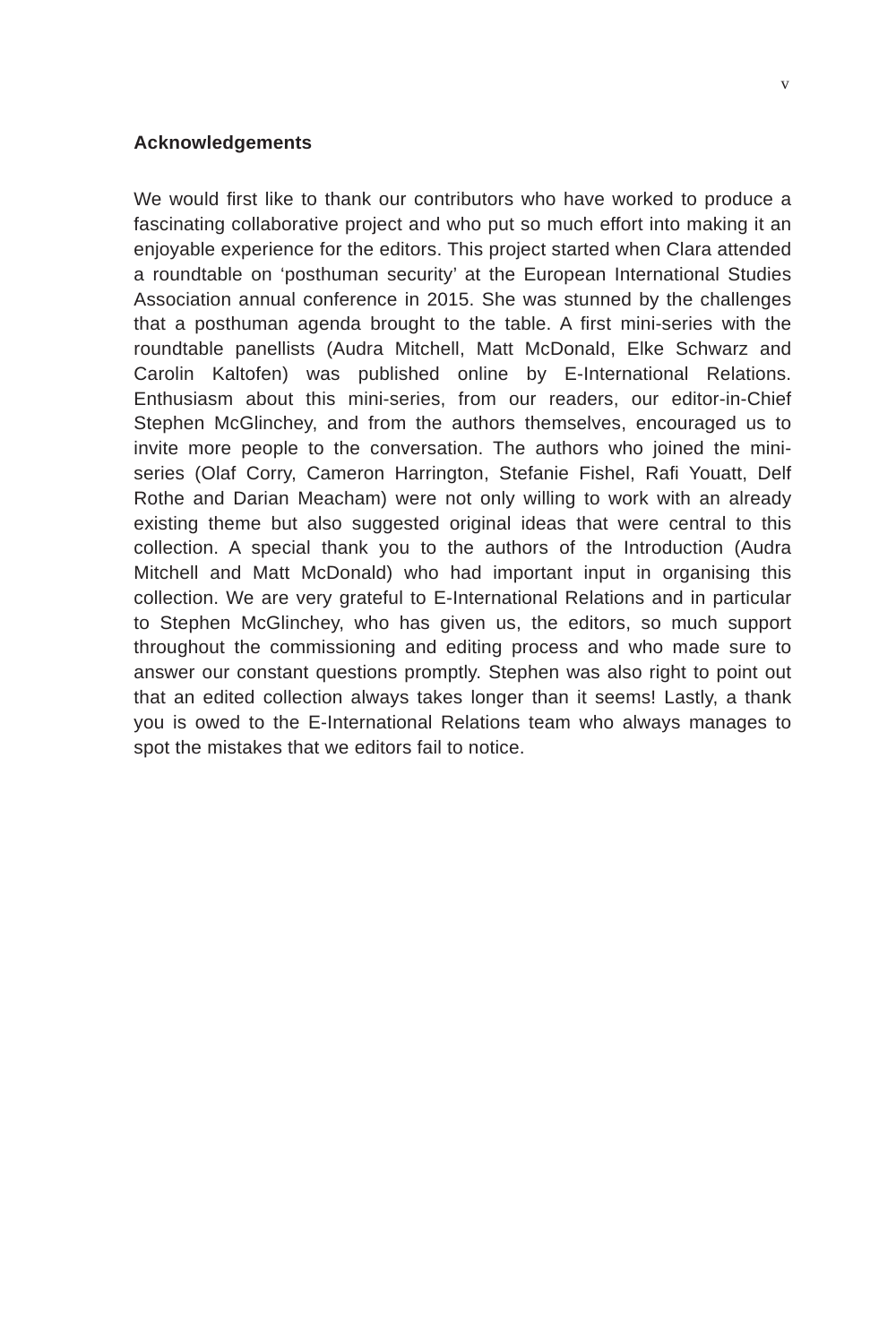## Acknowledgements

We would first like to thank our contributors who have worked to produce a fascinating collaborative project and who put so much effort into making it an enjoyable experience for the editors. This project started when Clara attended a roundtable on 'posthuman security' at the European International Studies Association annual conference in 2015. She was stunned by the challenges that a posthuman agenda brought to the table. A first mini-series with the roundtable panellists (Audra Mitchell, Matt McDonald, Elke Schwarz and Carolin Kaltofen) was published online by E-International Relations. Enthusiasm about this mini-series, from our readers, our editor-in-Chief Stephen McGlinchey, and from the authors themselves, encouraged us to invite more people to the conversation. The authors who joined the mini-series (Olaf Corry, Cameron Harrington, Stefanie Fishel, Rafi Youatt, Delf Rothe and Darian Meacham) were not only willing to work with an already existing theme but also suggested original ideas that were central to this collection. A special thank you to the authors of the Introduction (Audra Mitchell and Matt McDonald) who had important input in organising this collection. We are very grateful to E-International Relations and in particular to Stephen McGlinchey, who has given us, the editors, so much support throughout the commissioning and editing process and who made sure to answer our constant questions promptly. Stephen was also right to point out that an edited collection always takes longer than it seems! Lastly, a thank you is owed to the E-International Relations team who always manages to spot the mistakes that we editors fail to notice.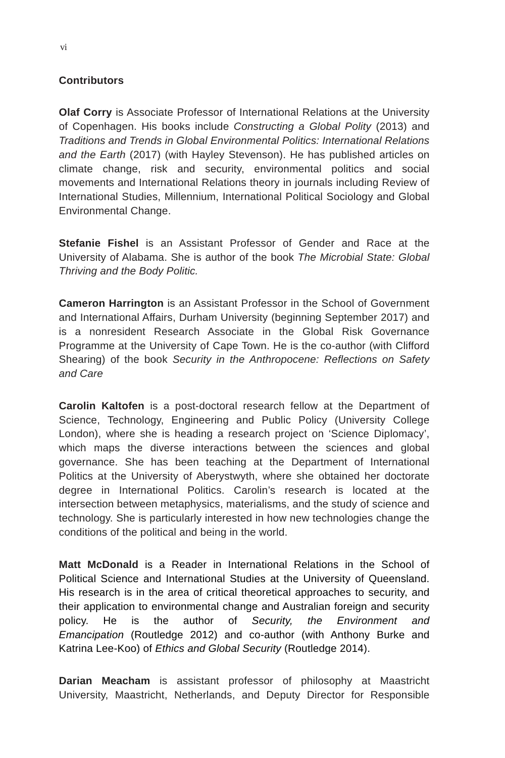## Contributors

**Olaf Corry** is Associate Professor of International Relations at the University of Copenhagen. His books include *Constructing a Global Polity* (2013) and *Traditions and Trends in Global Environmental Politics: International Relations and the Earth* (2017) (with Hayley Stevenson). He has published articles on climate change, risk and security, environmental politics and social movements and International Relations theory in journals including Review of International Studies, Millennium, International Political Sociology and Global Environmental Change.

**Stefanie Fishel** is an Assistant Professor of Gender and Race at the University of Alabama. She is author of the book *The Microbial State: Global Thriving and the Body Politic.*

**Cameron Harrington** is an Assistant Professor in the School of Government and International Affairs, Durham University (beginning September 2017) and is a nonresident Research Associate in the Global Risk Governance Programme at the University of Cape Town. He is the co-author (with Clifford Shearing) of the book *Security in the Anthropocene: Reflections on Safety and Care*

**Carolin Kaltofen** is a post-doctoral research fellow at the Department of Science, Technology, Engineering and Public Policy (University College London), where she is heading a research project on 'Science Diplomacy', which maps the diverse interactions between the sciences and global governance. She has been teaching at the Department of International Politics at the University of Aberystwyth, where she obtained her doctorate degree in International Politics. Carolin's research is located at the intersection between metaphysics, materialisms, and the study of science and technology. She is particularly interested in how new technologies change the conditions of the political and being in the world.

**Matt McDonald** is a Reader in International Relations in the School of Political Science and International Studies at the University of Queensland. His research is in the area of critical theoretical approaches to security, and their application to environmental change and Australian foreign and security policy. He is the author of *Security, the Environment and Emancipation* (Routledge 2012) and co-author (with Anthony Burke and Katrina Lee-Koo) of *Ethics and Global Security* (Routledge 2014).

**Darian Meacham** is assistant professor of philosophy at Maastricht University, Maastricht, Netherlands, and Deputy Director for Responsible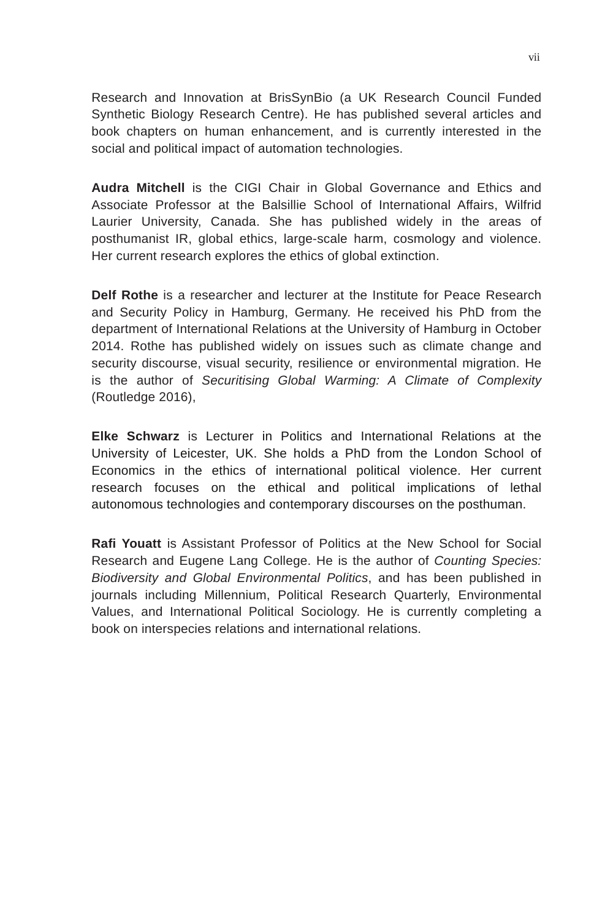Research and Innovation at BrisSynBio (a UK Research Council Funded Synthetic Biology Research Centre). He has published several articles and book chapters on human enhancement, and is currently interested in the social and political impact of automation technologies.

**Audra Mitchell** is the CIGI Chair in Global Governance and Ethics and Associate Professor at the Balsillie School of International Affairs, Wilfrid Laurier University, Canada. She has published widely in the areas of posthumanist IR, global ethics, large-scale harm, cosmology and violence. Her current research explores the ethics of global extinction.

**Delf Rothe** is a researcher and lecturer at the Institute for Peace Research and Security Policy in Hamburg, Germany. He received his PhD from the department of International Relations at the University of Hamburg in October 2014. Rothe has published widely on issues such as climate change and security discourse, visual security, resilience or environmental migration. He is the author of *Securitising Global Warming: A Climate of Complexity* (Routledge 2016),

**Elke Schwarz** is Lecturer in Politics and International Relations at the University of Leicester, UK. She holds a PhD from the London School of Economics in the ethics of international political violence. Her current research focuses on the ethical and political implications of lethal autonomous technologies and contemporary discourses on the posthuman.

**Rafi Youatt** is Assistant Professor of Politics at the New School for Social Research and Eugene Lang College. He is the author of *Counting Species: Biodiversity and Global Environmental Politics*, and has been published in journals including Millennium, Political Research Quarterly, Environmental Values, and International Political Sociology. He is currently completing a book on interspecies relations and international relations.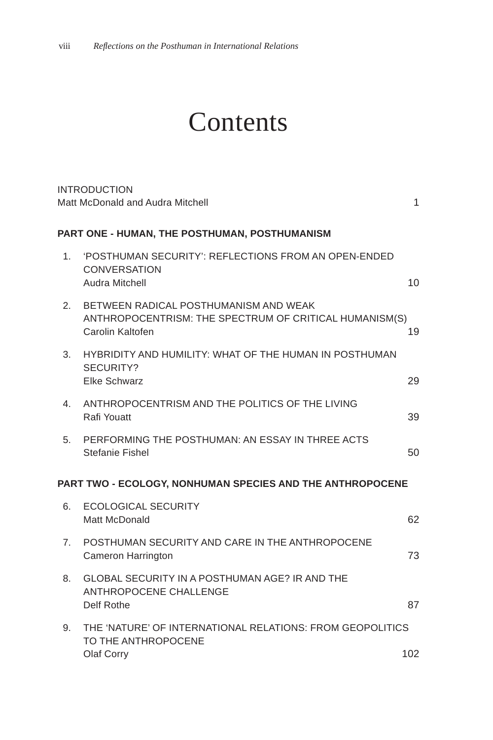# Contents

INTRODUCTION
Matt McDonald and Audra Mitchell 1

**PART ONE - HUMAN, THE POSTHUMAN, POSTHUMANISM**

1. 'POSTHUMAN SECURITY': REFLECTIONS FROM AN OPEN-ENDED CONVERSATION
   Audra Mitchell 10

2. BETWEEN RADICAL POSTHUMANISM AND WEAK ANTHROPOCENTRISM: THE SPECTRUM OF CRITICAL HUMANISM(S)
   Carolin Kaltofen 19

3. HYBRIDITY AND HUMILITY: WHAT OF THE HUMAN IN POSTHUMAN SECURITY?
   Elke Schwarz 29

4. ANTHROPOCENTRISM AND THE POLITICS OF THE LIVING
   Rafi Youatt 39

5. PERFORMING THE POSTHUMAN: AN ESSAY IN THREE ACTS
   Stefanie Fishel 50

**PART TWO - ECOLOGY, NONHUMAN SPECIES AND THE ANTHROPOCENE**

6. ECOLOGICAL SECURITY
   Matt McDonald 62

7. POSTHUMAN SECURITY AND CARE IN THE ANTHROPOCENE
   Cameron Harrington 73

8. GLOBAL SECURITY IN A POSTHUMAN AGE? IR AND THE ANTHROPOCENE CHALLENGE
   Delf Rothe 87

9. THE 'NATURE' OF INTERNATIONAL RELATIONS: FROM GEOPOLITICS TO THE ANTHROPOCENE
   Olaf Corry 102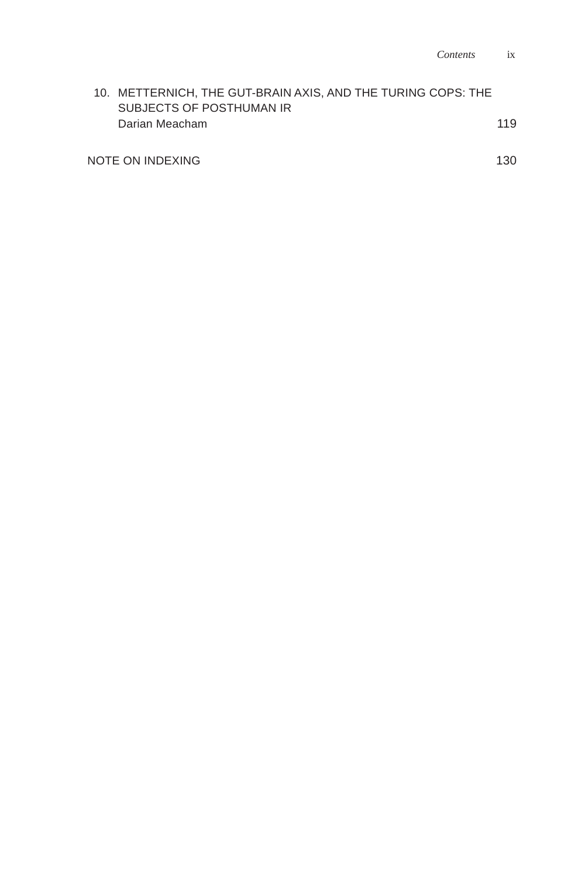10. METTERNICH, THE GUT-BRAIN AXIS, AND THE TURING COPS: THE SUBJECTS OF POSTHUMAN IR
    Darian Meacham 119

NOTE ON INDEXING 130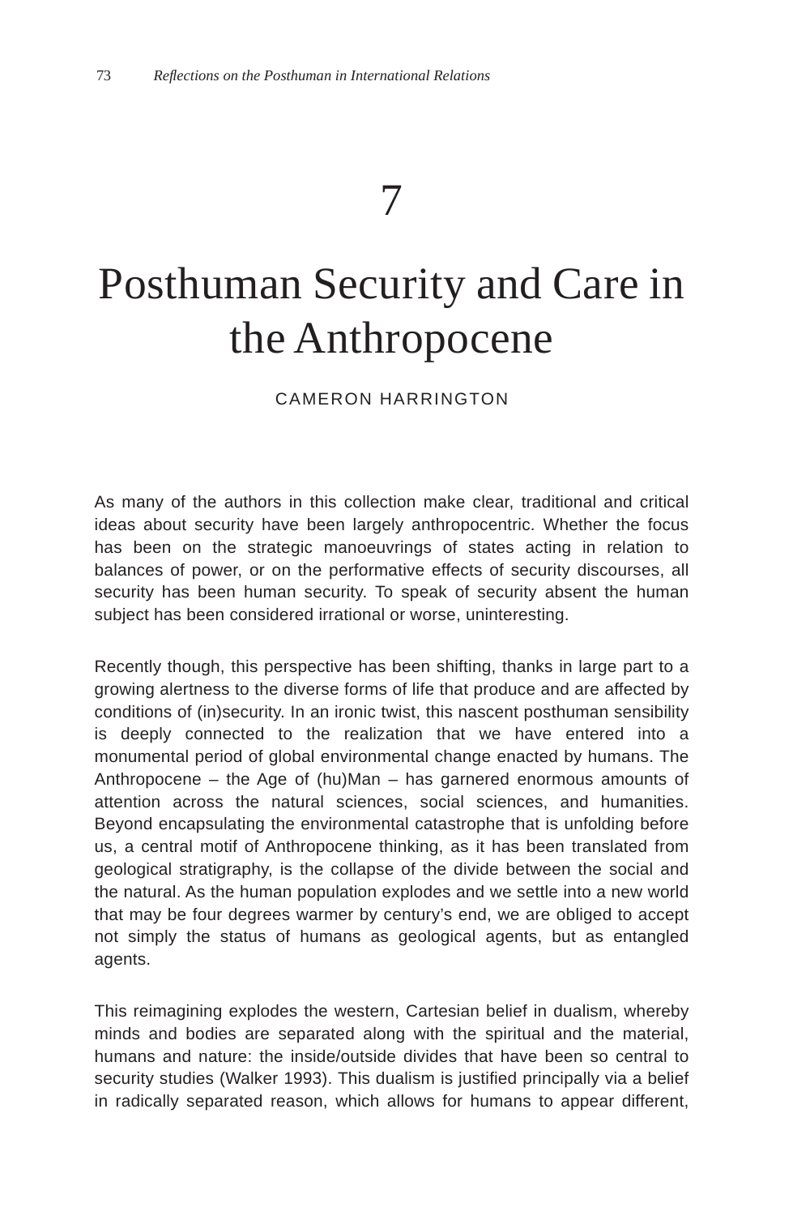# 7

# Posthuman Security and Care in the Anthropocene

CAMERON HARRINGTON

As many of the authors in this collection make clear, traditional and critical ideas about security have been largely anthropocentric. Whether the focus has been on the strategic manoeuvrings of states acting in relation to balances of power, or on the performative effects of security discourses, all security has been human security. To speak of security absent the human subject has been considered irrational or worse, uninteresting.

Recently though, this perspective has been shifting, thanks in large part to a growing alertness to the diverse forms of life that produce and are affected by conditions of (in)security. In an ironic twist, this nascent posthuman sensibility is deeply connected to the realization that we have entered into a monumental period of global environmental change enacted by humans. The Anthropocene – the Age of (hu)Man – has garnered enormous amounts of attention across the natural sciences, social sciences, and humanities. Beyond encapsulating the environmental catastrophe that is unfolding before us, a central motif of Anthropocene thinking, as it has been translated from geological stratigraphy, is the collapse of the divide between the social and the natural. As the human population explodes and we settle into a new world that may be four degrees warmer by century's end, we are obliged to accept not simply the status of humans as geological agents, but as entangled agents.

This reimagining explodes the western, Cartesian belief in dualism, whereby minds and bodies are separated along with the spiritual and the material, humans and nature: the inside/outside divides that have been so central to security studies (Walker 1993). This dualism is justified principally via a belief in radically separated reason, which allows for humans to appear different,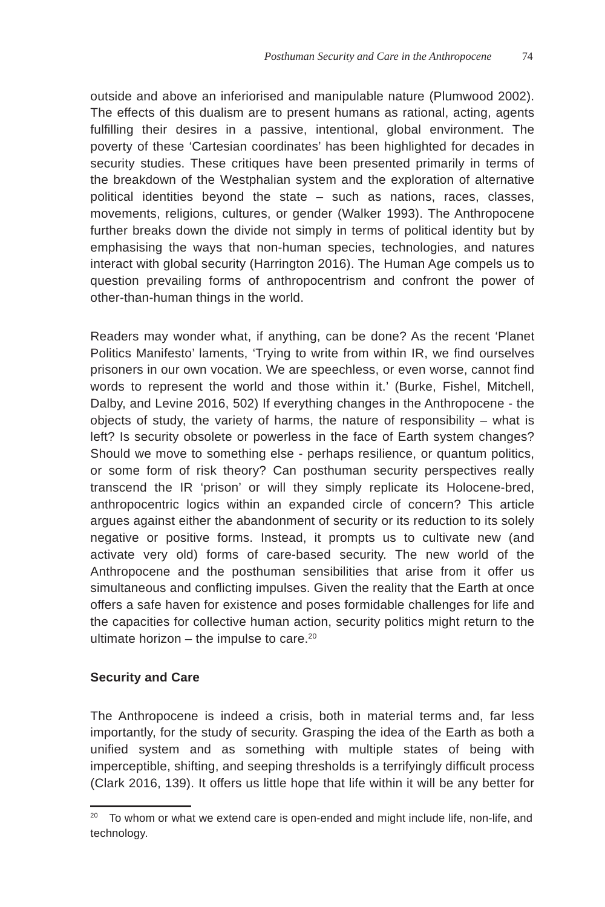outside and above an inferiorised and manipulable nature (Plumwood 2002). The effects of this dualism are to present humans as rational, acting, agents fulfilling their desires in a passive, intentional, global environment. The poverty of these 'Cartesian coordinates' has been highlighted for decades in security studies. These critiques have been presented primarily in terms of the breakdown of the Westphalian system and the exploration of alternative political identities beyond the state – such as nations, races, classes, movements, religions, cultures, or gender (Walker 1993). The Anthropocene further breaks down the divide not simply in terms of political identity but by emphasising the ways that non-human species, technologies, and natures interact with global security (Harrington 2016). The Human Age compels us to question prevailing forms of anthropocentrism and confront the power of other-than-human things in the world.

Readers may wonder what, if anything, can be done? As the recent 'Planet Politics Manifesto' laments, 'Trying to write from within IR, we find ourselves prisoners in our own vocation. We are speechless, or even worse, cannot find words to represent the world and those within it.' (Burke, Fishel, Mitchell, Dalby, and Levine 2016, 502) If everything changes in the Anthropocene - the objects of study, the variety of harms, the nature of responsibility – what is left? Is security obsolete or powerless in the face of Earth system changes? Should we move to something else - perhaps resilience, or quantum politics, or some form of risk theory? Can posthuman security perspectives really transcend the IR 'prison' or will they simply replicate its Holocene-bred, anthropocentric logics within an expanded circle of concern? This article argues against either the abandonment of security or its reduction to its solely negative or positive forms. Instead, it prompts us to cultivate new (and activate very old) forms of care-based security. The new world of the Anthropocene and the posthuman sensibilities that arise from it offer us simultaneous and conflicting impulses. Given the reality that the Earth at once offers a safe haven for existence and poses formidable challenges for life and the capacities for collective human action, security politics might return to the ultimate horizon – the impulse to care.[20]

## Security and Care

The Anthropocene is indeed a crisis, both in material terms and, far less importantly, for the study of security. Grasping the idea of the Earth as both a unified system and as something with multiple states of being with imperceptible, shifting, and seeping thresholds is a terrifyingly difficult process (Clark 2016, 139). It offers us little hope that life within it will be any better for

---

[20] To whom or what we extend care is open-ended and might include life, non-life, and technology.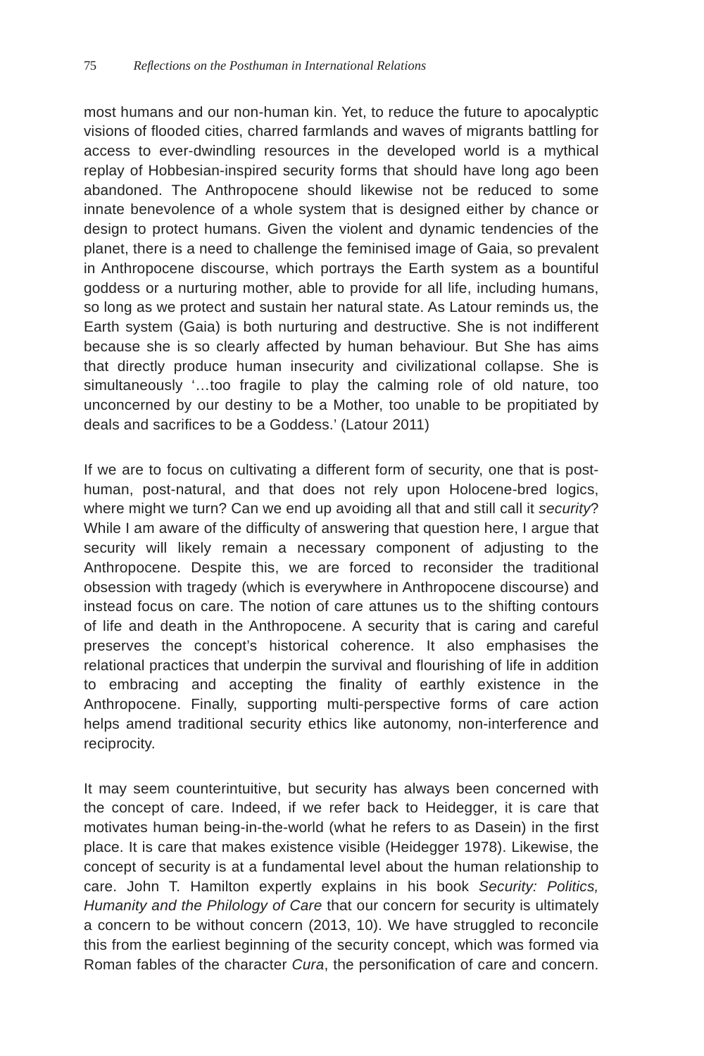most humans and our non-human kin. Yet, to reduce the future to apocalyptic visions of flooded cities, charred farmlands and waves of migrants battling for access to ever-dwindling resources in the developed world is a mythical replay of Hobbesian-inspired security forms that should have long ago been abandoned. The Anthropocene should likewise not be reduced to some innate benevolence of a whole system that is designed either by chance or design to protect humans. Given the violent and dynamic tendencies of the planet, there is a need to challenge the feminised image of Gaia, so prevalent in Anthropocene discourse, which portrays the Earth system as a bountiful goddess or a nurturing mother, able to provide for all life, including humans, so long as we protect and sustain her natural state. As Latour reminds us, the Earth system (Gaia) is both nurturing and destructive. She is not indifferent because she is so clearly affected by human behaviour. But She has aims that directly produce human insecurity and civilizational collapse. She is simultaneously '…too fragile to play the calming role of old nature, too unconcerned by our destiny to be a Mother, too unable to be propitiated by deals and sacrifices to be a Goddess.' (Latour 2011)

If we are to focus on cultivating a different form of security, one that is post-human, post-natural, and that does not rely upon Holocene-bred logics, where might we turn? Can we end up avoiding all that and still call it *security*? While I am aware of the difficulty of answering that question here, I argue that security will likely remain a necessary component of adjusting to the Anthropocene. Despite this, we are forced to reconsider the traditional obsession with tragedy (which is everywhere in Anthropocene discourse) and instead focus on care. The notion of care attunes us to the shifting contours of life and death in the Anthropocene. A security that is caring and careful preserves the concept's historical coherence. It also emphasises the relational practices that underpin the survival and flourishing of life in addition to embracing and accepting the finality of earthly existence in the Anthropocene. Finally, supporting multi-perspective forms of care action helps amend traditional security ethics like autonomy, non-interference and reciprocity.

It may seem counterintuitive, but security has always been concerned with the concept of care. Indeed, if we refer back to Heidegger, it is care that motivates human being-in-the-world (what he refers to as Dasein) in the first place. It is care that makes existence visible (Heidegger 1978). Likewise, the concept of security is at a fundamental level about the human relationship to care. John T. Hamilton expertly explains in his book *Security: Politics, Humanity and the Philology of Care* that our concern for security is ultimately a concern to be without concern (2013, 10). We have struggled to reconcile this from the earliest beginning of the security concept, which was formed via Roman fables of the character *Cura*, the personification of care and concern.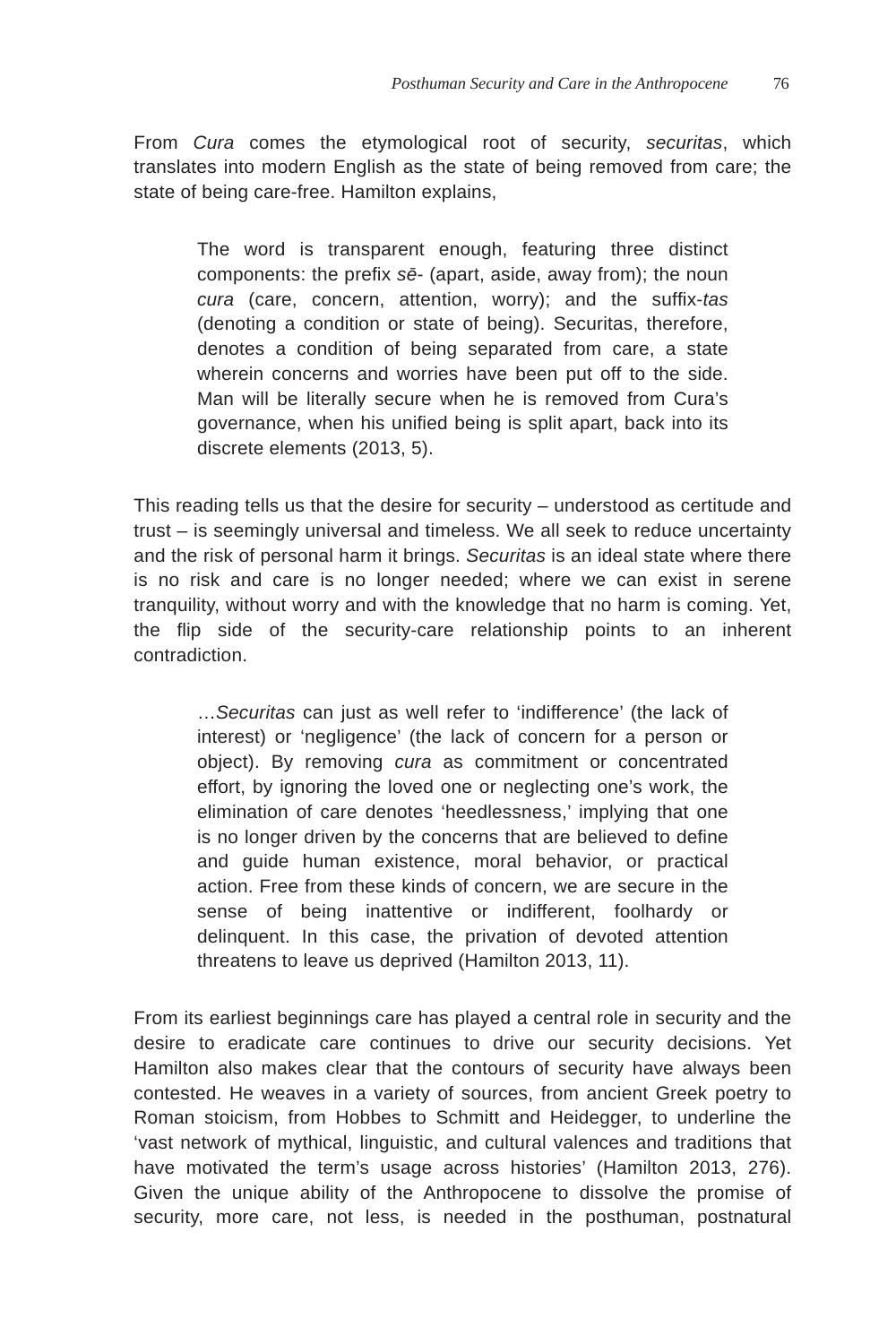From *Cura* comes the etymological root of security, *securitas*, which translates into modern English as the state of being removed from care; the state of being care-free. Hamilton explains,

> The word is transparent enough, featuring three distinct components: the prefix *sē-* (apart, aside, away from); the noun *cura* (care, concern, attention, worry); and the suffix-*tas* (denoting a condition or state of being). Securitas, therefore, denotes a condition of being separated from care, a state wherein concerns and worries have been put off to the side. Man will be literally secure when he is removed from Cura's governance, when his unified being is split apart, back into its discrete elements (2013, 5).

This reading tells us that the desire for security – understood as certitude and trust – is seemingly universal and timeless. We all seek to reduce uncertainty and the risk of personal harm it brings. *Securitas* is an ideal state where there is no risk and care is no longer needed; where we can exist in serene tranquility, without worry and with the knowledge that no harm is coming. Yet, the flip side of the security-care relationship points to an inherent contradiction.

> …*Securitas* can just as well refer to 'indifference' (the lack of interest) or 'negligence' (the lack of concern for a person or object). By removing *cura* as commitment or concentrated effort, by ignoring the loved one or neglecting one's work, the elimination of care denotes 'heedlessness,' implying that one is no longer driven by the concerns that are believed to define and guide human existence, moral behavior, or practical action. Free from these kinds of concern, we are secure in the sense of being inattentive or indifferent, foolhardy or delinquent. In this case, the privation of devoted attention threatens to leave us deprived (Hamilton 2013, 11).

From its earliest beginnings care has played a central role in security and the desire to eradicate care continues to drive our security decisions. Yet Hamilton also makes clear that the contours of security have always been contested. He weaves in a variety of sources, from ancient Greek poetry to Roman stoicism, from Hobbes to Schmitt and Heidegger, to underline the 'vast network of mythical, linguistic, and cultural valences and traditions that have motivated the term's usage across histories' (Hamilton 2013, 276). Given the unique ability of the Anthropocene to dissolve the promise of security, more care, not less, is needed in the posthuman, postnatural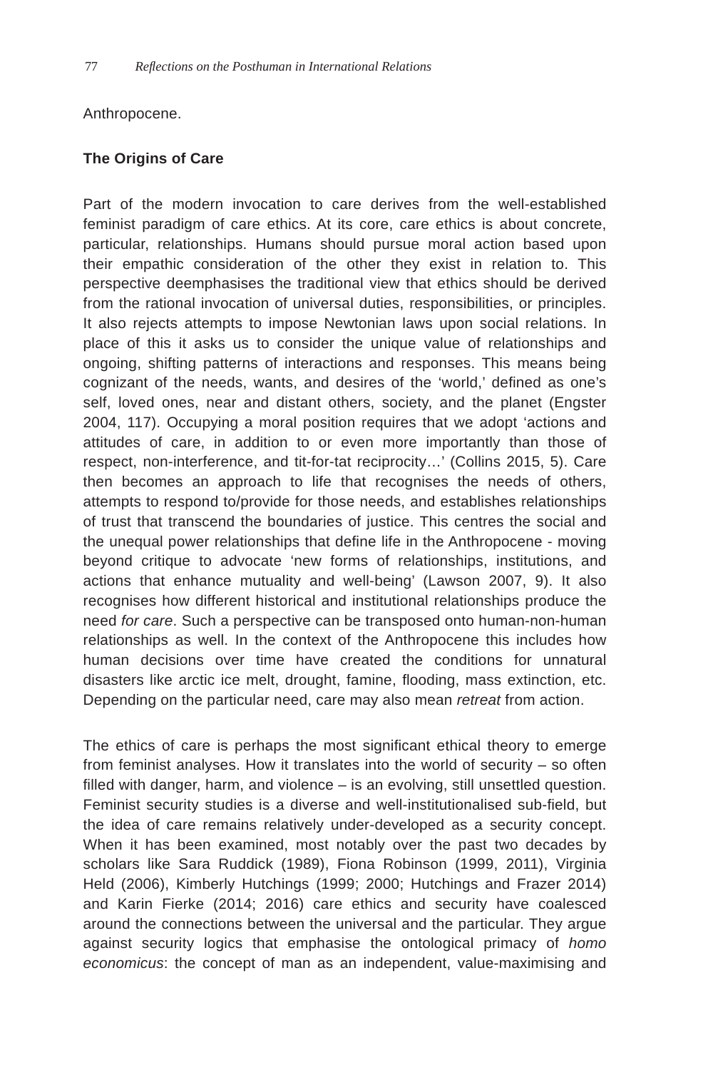Anthropocene.

## The Origins of Care

Part of the modern invocation to care derives from the well-established feminist paradigm of care ethics. At its core, care ethics is about concrete, particular, relationships. Humans should pursue moral action based upon their empathic consideration of the other they exist in relation to. This perspective deemphasises the traditional view that ethics should be derived from the rational invocation of universal duties, responsibilities, or principles. It also rejects attempts to impose Newtonian laws upon social relations. In place of this it asks us to consider the unique value of relationships and ongoing, shifting patterns of interactions and responses. This means being cognizant of the needs, wants, and desires of the 'world,' defined as one's self, loved ones, near and distant others, society, and the planet (Engster 2004, 117). Occupying a moral position requires that we adopt 'actions and attitudes of care, in addition to or even more importantly than those of respect, non-interference, and tit-for-tat reciprocity…' (Collins 2015, 5). Care then becomes an approach to life that recognises the needs of others, attempts to respond to/provide for those needs, and establishes relationships of trust that transcend the boundaries of justice. This centres the social and the unequal power relationships that define life in the Anthropocene - moving beyond critique to advocate 'new forms of relationships, institutions, and actions that enhance mutuality and well-being' (Lawson 2007, 9). It also recognises how different historical and institutional relationships produce the need *for care*. Such a perspective can be transposed onto human-non-human relationships as well. In the context of the Anthropocene this includes how human decisions over time have created the conditions for unnatural disasters like arctic ice melt, drought, famine, flooding, mass extinction, etc. Depending on the particular need, care may also mean *retreat* from action.

The ethics of care is perhaps the most significant ethical theory to emerge from feminist analyses. How it translates into the world of security – so often filled with danger, harm, and violence – is an evolving, still unsettled question. Feminist security studies is a diverse and well-institutionalised sub-field, but the idea of care remains relatively under-developed as a security concept. When it has been examined, most notably over the past two decades by scholars like Sara Ruddick (1989), Fiona Robinson (1999, 2011), Virginia Held (2006), Kimberly Hutchings (1999; 2000; Hutchings and Frazer 2014) and Karin Fierke (2014; 2016) care ethics and security have coalesced around the connections between the universal and the particular. They argue against security logics that emphasise the ontological primacy of *homo economicus*: the concept of man as an independent, value-maximising and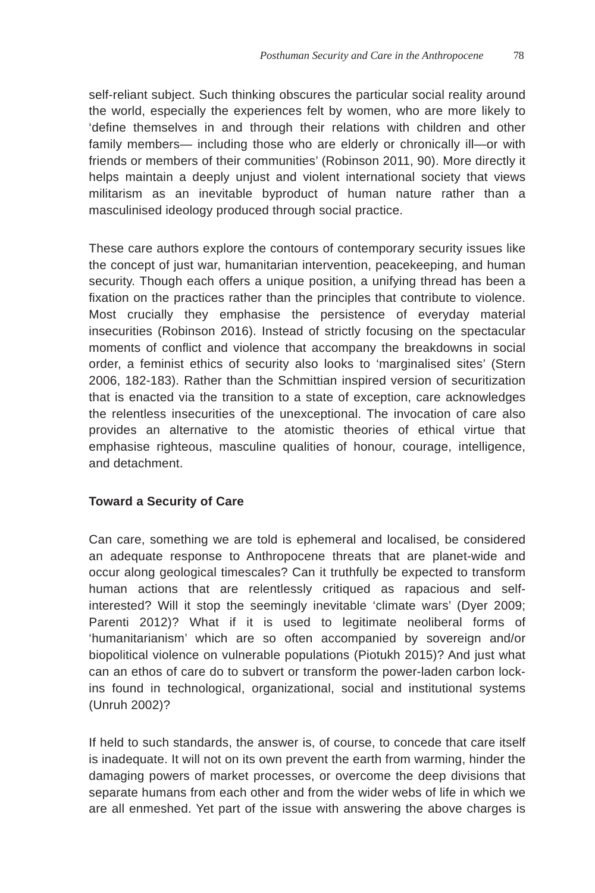self-reliant subject. Such thinking obscures the particular social reality around the world, especially the experiences felt by women, who are more likely to 'define themselves in and through their relations with children and other family members— including those who are elderly or chronically ill—or with friends or members of their communities' (Robinson 2011, 90). More directly it helps maintain a deeply unjust and violent international society that views militarism as an inevitable byproduct of human nature rather than a masculinised ideology produced through social practice.

These care authors explore the contours of contemporary security issues like the concept of just war, humanitarian intervention, peacekeeping, and human security. Though each offers a unique position, a unifying thread has been a fixation on the practices rather than the principles that contribute to violence. Most crucially they emphasise the persistence of everyday material insecurities (Robinson 2016). Instead of strictly focusing on the spectacular moments of conflict and violence that accompany the breakdowns in social order, a feminist ethics of security also looks to 'marginalised sites' (Stern 2006, 182-183). Rather than the Schmittian inspired version of securitization that is enacted via the transition to a state of exception, care acknowledges the relentless insecurities of the unexceptional. The invocation of care also provides an alternative to the atomistic theories of ethical virtue that emphasise righteous, masculine qualities of honour, courage, intelligence, and detachment.

**Toward a Security of Care**

Can care, something we are told is ephemeral and localised, be considered an adequate response to Anthropocene threats that are planet-wide and occur along geological timescales? Can it truthfully be expected to transform human actions that are relentlessly critiqued as rapacious and self-interested? Will it stop the seemingly inevitable 'climate wars' (Dyer 2009; Parenti 2012)? What if it is used to legitimate neoliberal forms of 'humanitarianism' which are so often accompanied by sovereign and/or biopolitical violence on vulnerable populations (Piotukh 2015)? And just what can an ethos of care do to subvert or transform the power-laden carbon lock-ins found in technological, organizational, social and institutional systems (Unruh 2002)?

If held to such standards, the answer is, of course, to concede that care itself is inadequate. It will not on its own prevent the earth from warming, hinder the damaging powers of market processes, or overcome the deep divisions that separate humans from each other and from the wider webs of life in which we are all enmeshed. Yet part of the issue with answering the above charges is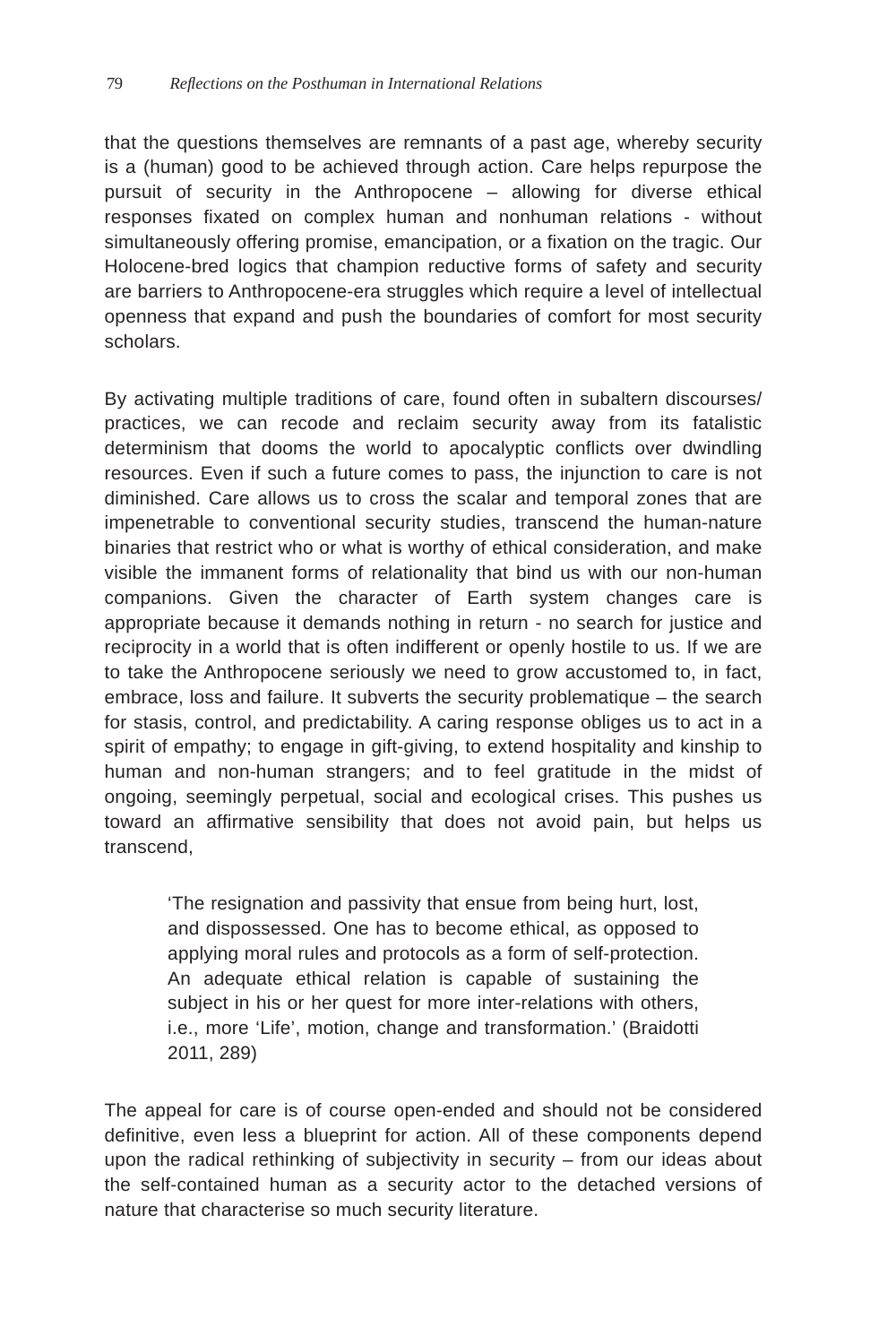that the questions themselves are remnants of a past age, whereby security is a (human) good to be achieved through action. Care helps repurpose the pursuit of security in the Anthropocene – allowing for diverse ethical responses fixated on complex human and nonhuman relations - without simultaneously offering promise, emancipation, or a fixation on the tragic. Our Holocene-bred logics that champion reductive forms of safety and security are barriers to Anthropocene-era struggles which require a level of intellectual openness that expand and push the boundaries of comfort for most security scholars.

By activating multiple traditions of care, found often in subaltern discourses/practices, we can recode and reclaim security away from its fatalistic determinism that dooms the world to apocalyptic conflicts over dwindling resources. Even if such a future comes to pass, the injunction to care is not diminished. Care allows us to cross the scalar and temporal zones that are impenetrable to conventional security studies, transcend the human-nature binaries that restrict who or what is worthy of ethical consideration, and make visible the immanent forms of relationality that bind us with our non-human companions. Given the character of Earth system changes care is appropriate because it demands nothing in return - no search for justice and reciprocity in a world that is often indifferent or openly hostile to us. If we are to take the Anthropocene seriously we need to grow accustomed to, in fact, embrace, loss and failure. It subverts the security problematique – the search for stasis, control, and predictability. A caring response obliges us to act in a spirit of empathy; to engage in gift-giving, to extend hospitality and kinship to human and non-human strangers; and to feel gratitude in the midst of ongoing, seemingly perpetual, social and ecological crises. This pushes us toward an affirmative sensibility that does not avoid pain, but helps us transcend,

> 'The resignation and passivity that ensue from being hurt, lost, and dispossessed. One has to become ethical, as opposed to applying moral rules and protocols as a form of self-protection. An adequate ethical relation is capable of sustaining the subject in his or her quest for more inter-relations with others, i.e., more 'Life', motion, change and transformation.' (Braidotti 2011, 289)

The appeal for care is of course open-ended and should not be considered definitive, even less a blueprint for action. All of these components depend upon the radical rethinking of subjectivity in security – from our ideas about the self-contained human as a security actor to the detached versions of nature that characterise so much security literature.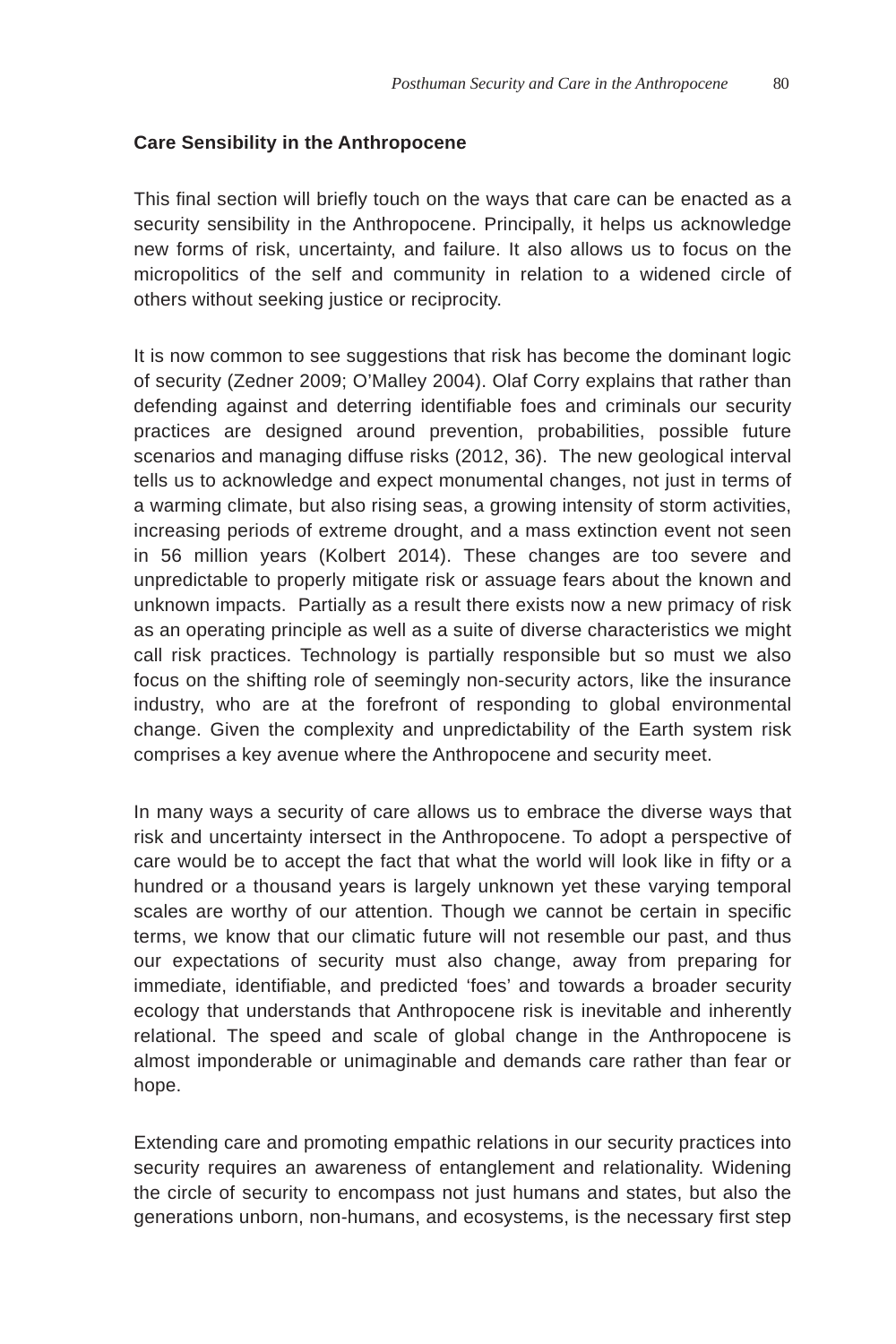## Care Sensibility in the Anthropocene

This final section will briefly touch on the ways that care can be enacted as a security sensibility in the Anthropocene. Principally, it helps us acknowledge new forms of risk, uncertainty, and failure. It also allows us to focus on the micropolitics of the self and community in relation to a widened circle of others without seeking justice or reciprocity.

It is now common to see suggestions that risk has become the dominant logic of security (Zedner 2009; O'Malley 2004). Olaf Corry explains that rather than defending against and deterring identifiable foes and criminals our security practices are designed around prevention, probabilities, possible future scenarios and managing diffuse risks (2012, 36). The new geological interval tells us to acknowledge and expect monumental changes, not just in terms of a warming climate, but also rising seas, a growing intensity of storm activities, increasing periods of extreme drought, and a mass extinction event not seen in 56 million years (Kolbert 2014). These changes are too severe and unpredictable to properly mitigate risk or assuage fears about the known and unknown impacts. Partially as a result there exists now a new primacy of risk as an operating principle as well as a suite of diverse characteristics we might call risk practices. Technology is partially responsible but so must we also focus on the shifting role of seemingly non-security actors, like the insurance industry, who are at the forefront of responding to global environmental change. Given the complexity and unpredictability of the Earth system risk comprises a key avenue where the Anthropocene and security meet.

In many ways a security of care allows us to embrace the diverse ways that risk and uncertainty intersect in the Anthropocene. To adopt a perspective of care would be to accept the fact that what the world will look like in fifty or a hundred or a thousand years is largely unknown yet these varying temporal scales are worthy of our attention. Though we cannot be certain in specific terms, we know that our climatic future will not resemble our past, and thus our expectations of security must also change, away from preparing for immediate, identifiable, and predicted 'foes' and towards a broader security ecology that understands that Anthropocene risk is inevitable and inherently relational. The speed and scale of global change in the Anthropocene is almost imponderable or unimaginable and demands care rather than fear or hope.

Extending care and promoting empathic relations in our security practices into security requires an awareness of entanglement and relationality. Widening the circle of security to encompass not just humans and states, but also the generations unborn, non-humans, and ecosystems, is the necessary first step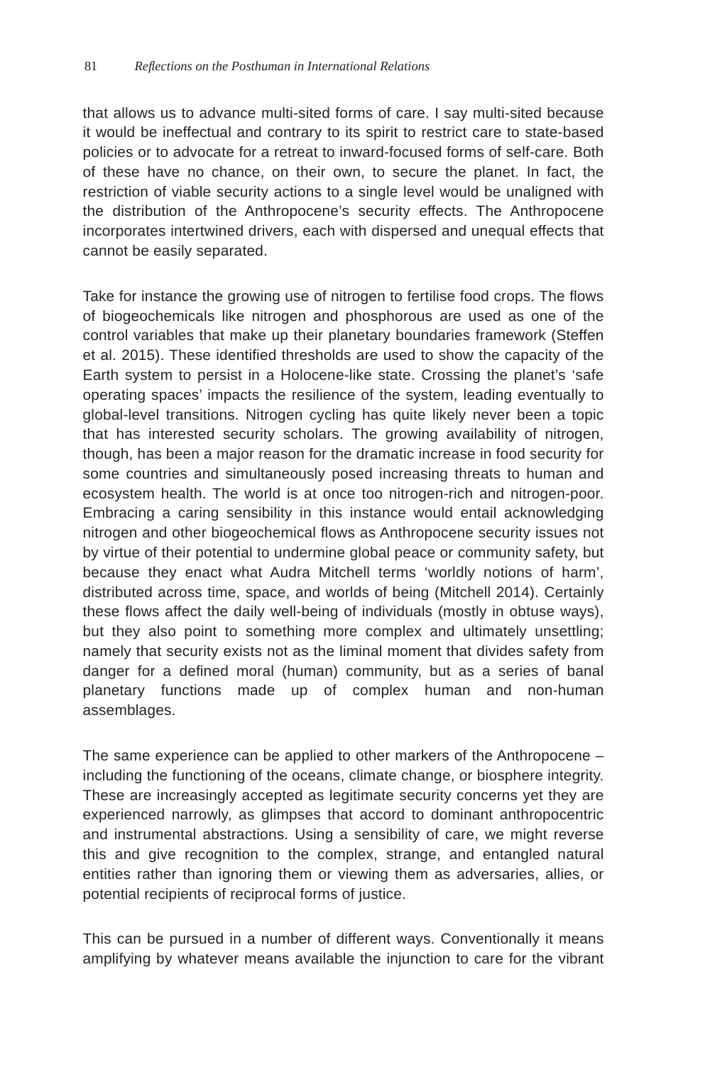that allows us to advance multi-sited forms of care. I say multi-sited because it would be ineffectual and contrary to its spirit to restrict care to state-based policies or to advocate for a retreat to inward-focused forms of self-care. Both of these have no chance, on their own, to secure the planet. In fact, the restriction of viable security actions to a single level would be unaligned with the distribution of the Anthropocene's security effects. The Anthropocene incorporates intertwined drivers, each with dispersed and unequal effects that cannot be easily separated.

Take for instance the growing use of nitrogen to fertilise food crops. The flows of biogeochemicals like nitrogen and phosphorous are used as one of the control variables that make up their planetary boundaries framework (Steffen et al. 2015). These identified thresholds are used to show the capacity of the Earth system to persist in a Holocene-like state. Crossing the planet's 'safe operating spaces' impacts the resilience of the system, leading eventually to global-level transitions. Nitrogen cycling has quite likely never been a topic that has interested security scholars. The growing availability of nitrogen, though, has been a major reason for the dramatic increase in food security for some countries and simultaneously posed increasing threats to human and ecosystem health. The world is at once too nitrogen-rich and nitrogen-poor. Embracing a caring sensibility in this instance would entail acknowledging nitrogen and other biogeochemical flows as Anthropocene security issues not by virtue of their potential to undermine global peace or community safety, but because they enact what Audra Mitchell terms 'worldly notions of harm', distributed across time, space, and worlds of being (Mitchell 2014). Certainly these flows affect the daily well-being of individuals (mostly in obtuse ways), but they also point to something more complex and ultimately unsettling; namely that security exists not as the liminal moment that divides safety from danger for a defined moral (human) community, but as a series of banal planetary functions made up of complex human and non-human assemblages.

The same experience can be applied to other markers of the Anthropocene – including the functioning of the oceans, climate change, or biosphere integrity. These are increasingly accepted as legitimate security concerns yet they are experienced narrowly, as glimpses that accord to dominant anthropocentric and instrumental abstractions. Using a sensibility of care, we might reverse this and give recognition to the complex, strange, and entangled natural entities rather than ignoring them or viewing them as adversaries, allies, or potential recipients of reciprocal forms of justice.

This can be pursued in a number of different ways. Conventionally it means amplifying by whatever means available the injunction to care for the vibrant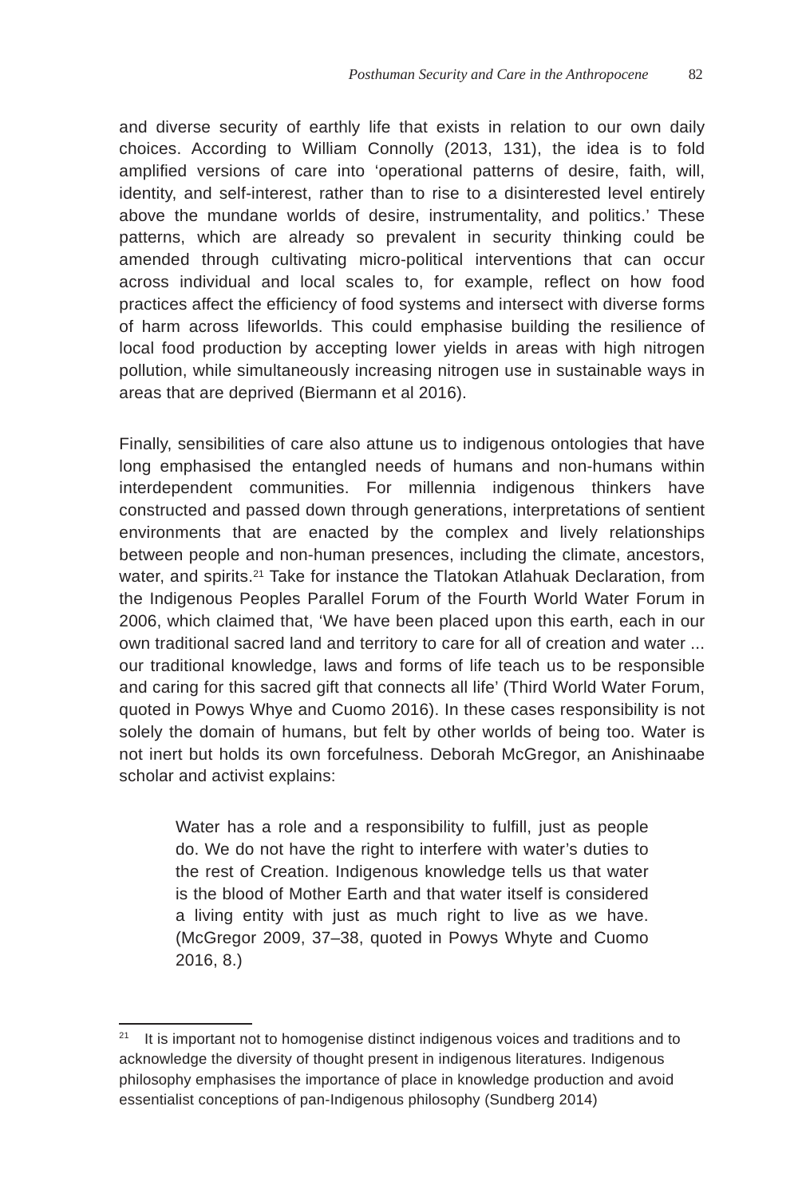and diverse security of earthly life that exists in relation to our own daily choices. According to William Connolly (2013, 131), the idea is to fold amplified versions of care into 'operational patterns of desire, faith, will, identity, and self-interest, rather than to rise to a disinterested level entirely above the mundane worlds of desire, instrumentality, and politics.' These patterns, which are already so prevalent in security thinking could be amended through cultivating micro-political interventions that can occur across individual and local scales to, for example, reflect on how food practices affect the efficiency of food systems and intersect with diverse forms of harm across lifeworlds. This could emphasise building the resilience of local food production by accepting lower yields in areas with high nitrogen pollution, while simultaneously increasing nitrogen use in sustainable ways in areas that are deprived (Biermann et al 2016).

Finally, sensibilities of care also attune us to indigenous ontologies that have long emphasised the entangled needs of humans and non-humans within interdependent communities. For millennia indigenous thinkers have constructed and passed down through generations, interpretations of sentient environments that are enacted by the complex and lively relationships between people and non-human presences, including the climate, ancestors, water, and spirits.[21] Take for instance the Tlatokan Atlahuak Declaration, from the Indigenous Peoples Parallel Forum of the Fourth World Water Forum in 2006, which claimed that, 'We have been placed upon this earth, each in our own traditional sacred land and territory to care for all of creation and water ... our traditional knowledge, laws and forms of life teach us to be responsible and caring for this sacred gift that connects all life' (Third World Water Forum, quoted in Powys Whye and Cuomo 2016). In these cases responsibility is not solely the domain of humans, but felt by other worlds of being too. Water is not inert but holds its own forcefulness. Deborah McGregor, an Anishinaabe scholar and activist explains:

> Water has a role and a responsibility to fulfill, just as people do. We do not have the right to interfere with water's duties to the rest of Creation. Indigenous knowledge tells us that water is the blood of Mother Earth and that water itself is considered a living entity with just as much right to live as we have. (McGregor 2009, 37–38, quoted in Powys Whyte and Cuomo 2016, 8.)

[21] It is important not to homogenise distinct indigenous voices and traditions and to acknowledge the diversity of thought present in indigenous literatures. Indigenous philosophy emphasises the importance of place in knowledge production and avoid essentialist conceptions of pan-Indigenous philosophy (Sundberg 2014)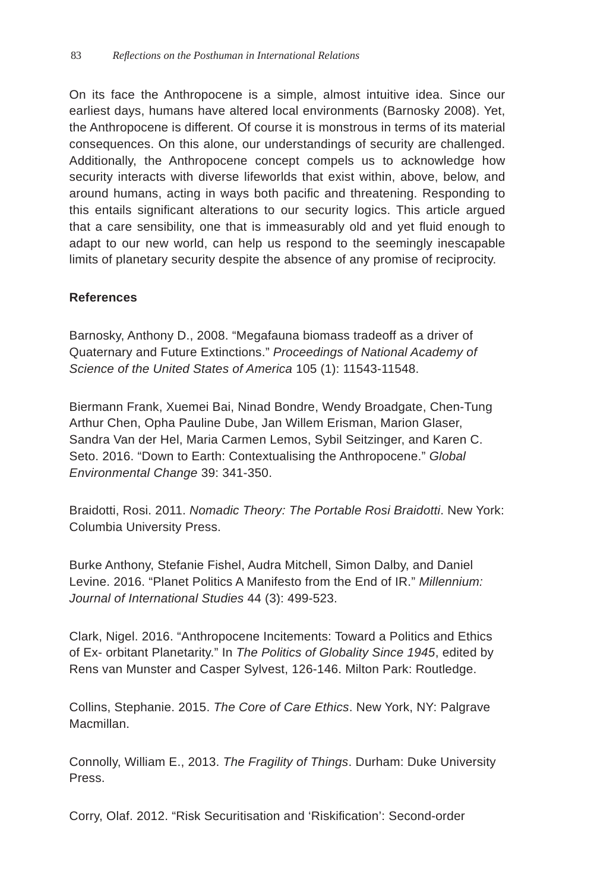On its face the Anthropocene is a simple, almost intuitive idea. Since our earliest days, humans have altered local environments (Barnosky 2008). Yet, the Anthropocene is different. Of course it is monstrous in terms of its material consequences. On this alone, our understandings of security are challenged. Additionally, the Anthropocene concept compels us to acknowledge how security interacts with diverse lifeworlds that exist within, above, below, and around humans, acting in ways both pacific and threatening. Responding to this entails significant alterations to our security logics. This article argued that a care sensibility, one that is immeasurably old and yet fluid enough to adapt to our new world, can help us respond to the seemingly inescapable limits of planetary security despite the absence of any promise of reciprocity.

**References**

Barnosky, Anthony D., 2008. "Megafauna biomass tradeoff as a driver of Quaternary and Future Extinctions." *Proceedings of National Academy of Science of the United States of America* 105 (1): 11543-11548.

Biermann Frank, Xuemei Bai, Ninad Bondre, Wendy Broadgate, Chen-Tung Arthur Chen, Opha Pauline Dube, Jan Willem Erisman, Marion Glaser, Sandra Van der Hel, Maria Carmen Lemos, Sybil Seitzinger, and Karen C. Seto. 2016. "Down to Earth: Contextualising the Anthropocene." *Global Environmental Change* 39: 341-350.

Braidotti, Rosi. 2011. *Nomadic Theory: The Portable Rosi Braidotti*. New York: Columbia University Press.

Burke Anthony, Stefanie Fishel, Audra Mitchell, Simon Dalby, and Daniel Levine. 2016. "Planet Politics A Manifesto from the End of IR." *Millennium: Journal of International Studies* 44 (3): 499-523.

Clark, Nigel. 2016. "Anthropocene Incitements: Toward a Politics and Ethics of Ex- orbitant Planetarity." In *The Politics of Globality Since 1945*, edited by Rens van Munster and Casper Sylvest, 126-146. Milton Park: Routledge.

Collins, Stephanie. 2015. *The Core of Care Ethics*. New York, NY: Palgrave Macmillan.

Connolly, William E., 2013. *The Fragility of Things*. Durham: Duke University Press.

Corry, Olaf. 2012. "Risk Securitisation and 'Riskification': Second-order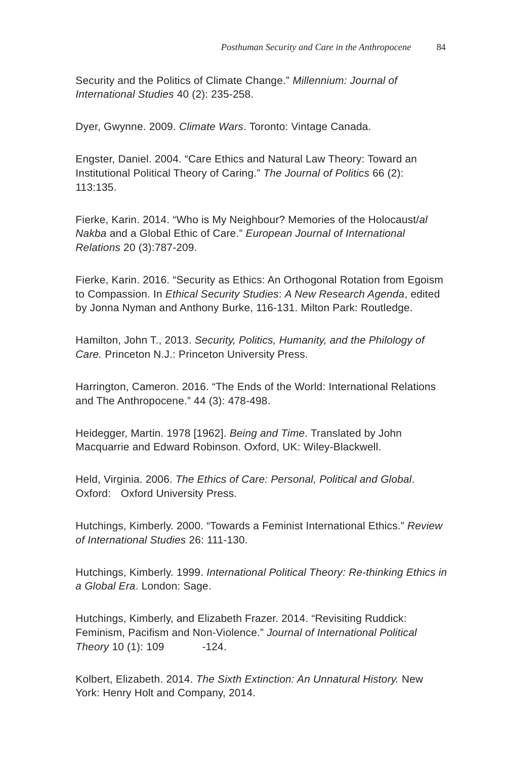Security and the Politics of Climate Change." *Millennium: Journal of International Studies* 40 (2): 235-258.

Dyer, Gwynne. 2009. *Climate Wars*. Toronto: Vintage Canada.

Engster, Daniel. 2004. "Care Ethics and Natural Law Theory: Toward an Institutional Political Theory of Caring." *The Journal of Politics* 66 (2): 113:135.

Fierke, Karin. 2014. "Who is My Neighbour? Memories of the Holocaust/*al Nakba* and a Global Ethic of Care." *European Journal of International Relations* 20 (3):787-209.

Fierke, Karin. 2016. "Security as Ethics: An Orthogonal Rotation from Egoism to Compassion. In *Ethical Security Studies*: *A New Research Agenda*, edited by Jonna Nyman and Anthony Burke, 116-131. Milton Park: Routledge.

Hamilton, John T., 2013. *Security, Politics, Humanity, and the Philology of Care.* Princeton N.J.: Princeton University Press.

Harrington, Cameron. 2016. "The Ends of the World: International Relations and The Anthropocene." 44 (3): 478-498.

Heidegger, Martin. 1978 [1962]. *Being and Time*. Translated by John Macquarrie and Edward Robinson. Oxford, UK: Wiley-Blackwell.

Held, Virginia. 2006. *The Ethics of Care: Personal, Political and Global*. Oxford: Oxford University Press.

Hutchings, Kimberly. 2000. "Towards a Feminist International Ethics." *Review of International Studies* 26: 111-130.

Hutchings, Kimberly. 1999. *International Political Theory: Re-thinking Ethics in a Global Era*. London: Sage.

Hutchings, Kimberly, and Elizabeth Frazer. 2014. "Revisiting Ruddick: Feminism, Pacifism and Non-Violence." *Journal of International Political Theory* 10 (1): 109 -124.

Kolbert, Elizabeth. 2014. *The Sixth Extinction: An Unnatural History.* New York: Henry Holt and Company, 2014.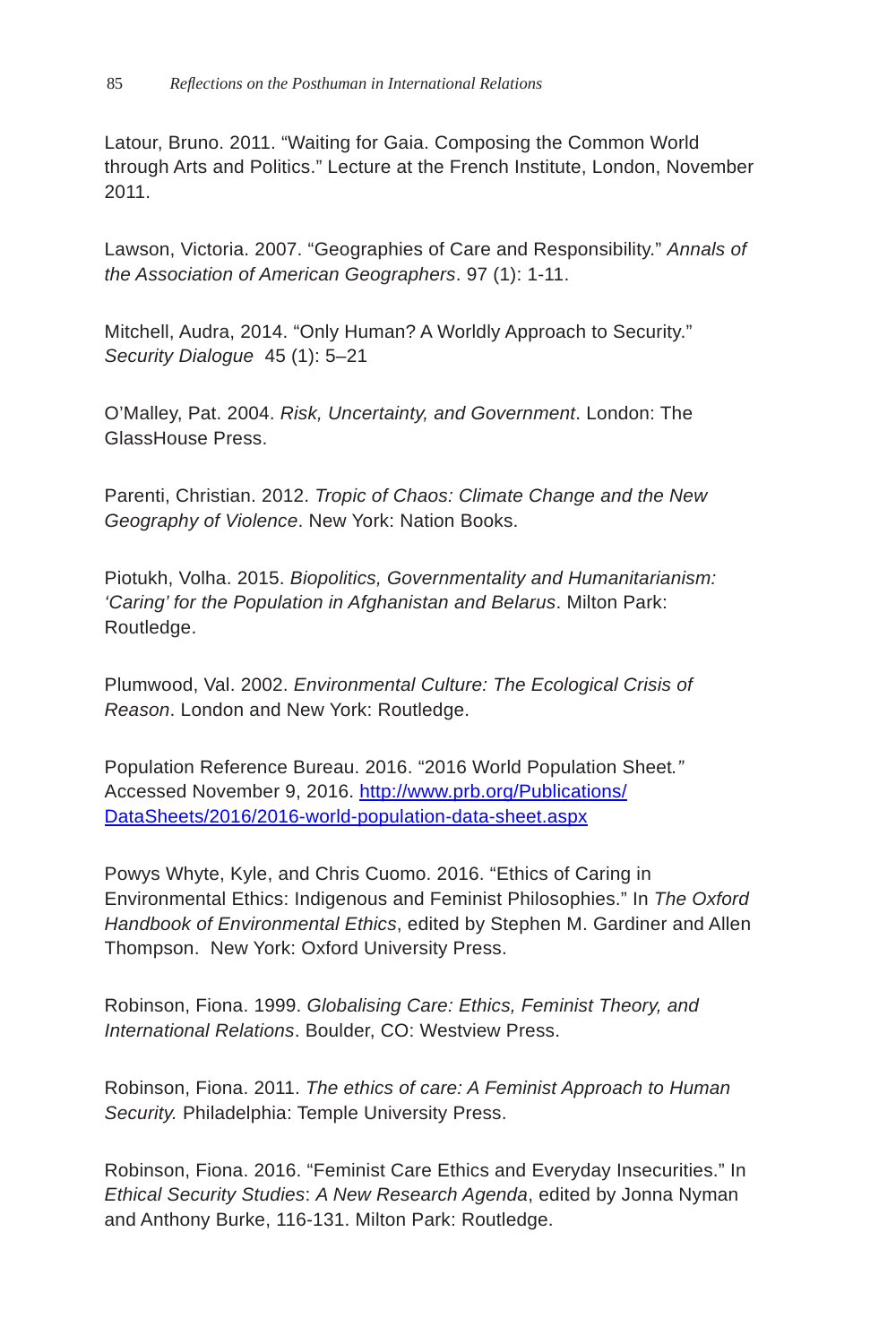Latour, Bruno. 2011. “Waiting for Gaia. Composing the Common World through Arts and Politics.” Lecture at the French Institute, London, November 2011.

Lawson, Victoria. 2007. “Geographies of Care and Responsibility.” *Annals of the Association of American Geographers*. 97 (1): 1-11.

Mitchell, Audra, 2014. “Only Human? A Worldly Approach to Security.” *Security Dialogue* 45 (1): 5–21

O’Malley, Pat. 2004. *Risk, Uncertainty, and Government*. London: The GlassHouse Press.

Parenti, Christian. 2012. *Tropic of Chaos: Climate Change and the New Geography of Violence*. New York: Nation Books.

Piotukh, Volha. 2015. *Biopolitics, Governmentality and Humanitarianism: ‘Caring’ for the Population in Afghanistan and Belarus*. Milton Park: Routledge.

Plumwood, Val. 2002. *Environmental Culture: The Ecological Crisis of Reason*. London and New York: Routledge.

Population Reference Bureau. 2016. “2016 World Population Sheet.” Accessed November 9, 2016. [http://www.prb.org/Publications/DataSheets/2016/2016-world-population-data-sheet.aspx](http://www.prb.org/Publications/DataSheets/2016/2016-world-population-data-sheet.aspx)

Powys Whyte, Kyle, and Chris Cuomo. 2016. “Ethics of Caring in Environmental Ethics: Indigenous and Feminist Philosophies.” In *The Oxford Handbook of Environmental Ethics*, edited by Stephen M. Gardiner and Allen Thompson. New York: Oxford University Press.

Robinson, Fiona. 1999. *Globalising Care: Ethics, Feminist Theory, and International Relations*. Boulder, CO: Westview Press.

Robinson, Fiona. 2011. *The ethics of care: A Feminist Approach to Human Security.* Philadelphia: Temple University Press.

Robinson, Fiona. 2016. “Feminist Care Ethics and Everyday Insecurities.” In *Ethical Security Studies*: *A New Research Agenda*, edited by Jonna Nyman and Anthony Burke, 116-131. Milton Park: Routledge.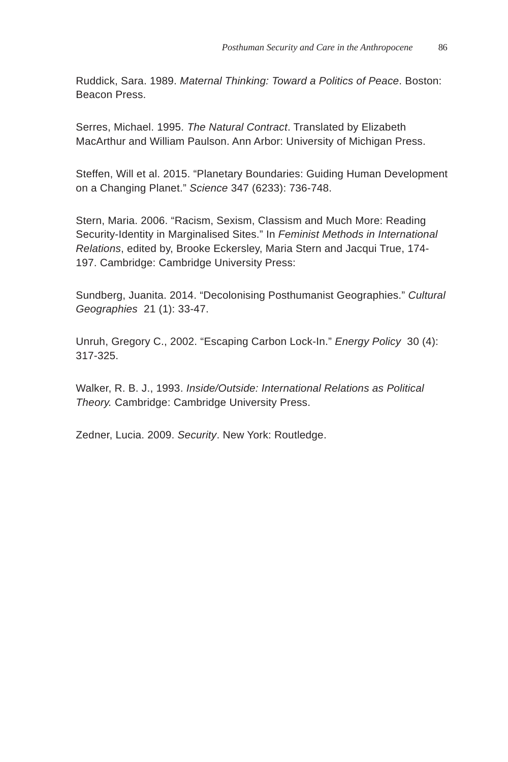Ruddick, Sara. 1989. *Maternal Thinking: Toward a Politics of Peace*. Boston: Beacon Press.

Serres, Michael. 1995. *The Natural Contract*. Translated by Elizabeth MacArthur and William Paulson. Ann Arbor: University of Michigan Press.

Steffen, Will et al. 2015. "Planetary Boundaries: Guiding Human Development on a Changing Planet." *Science* 347 (6233): 736-748.

Stern, Maria. 2006. "Racism, Sexism, Classism and Much More: Reading Security-Identity in Marginalised Sites." In *Feminist Methods in International Relations*, edited by, Brooke Eckersley, Maria Stern and Jacqui True, 174-197. Cambridge: Cambridge University Press:

Sundberg, Juanita. 2014. "Decolonising Posthumanist Geographies." *Cultural Geographies* 21 (1): 33-47.

Unruh, Gregory C., 2002. "Escaping Carbon Lock-In." *Energy Policy* 30 (4): 317-325.

Walker, R. B. J., 1993. *Inside/Outside: International Relations as Political Theory.* Cambridge: Cambridge University Press.

Zedner, Lucia. 2009. *Security*. New York: Routledge.